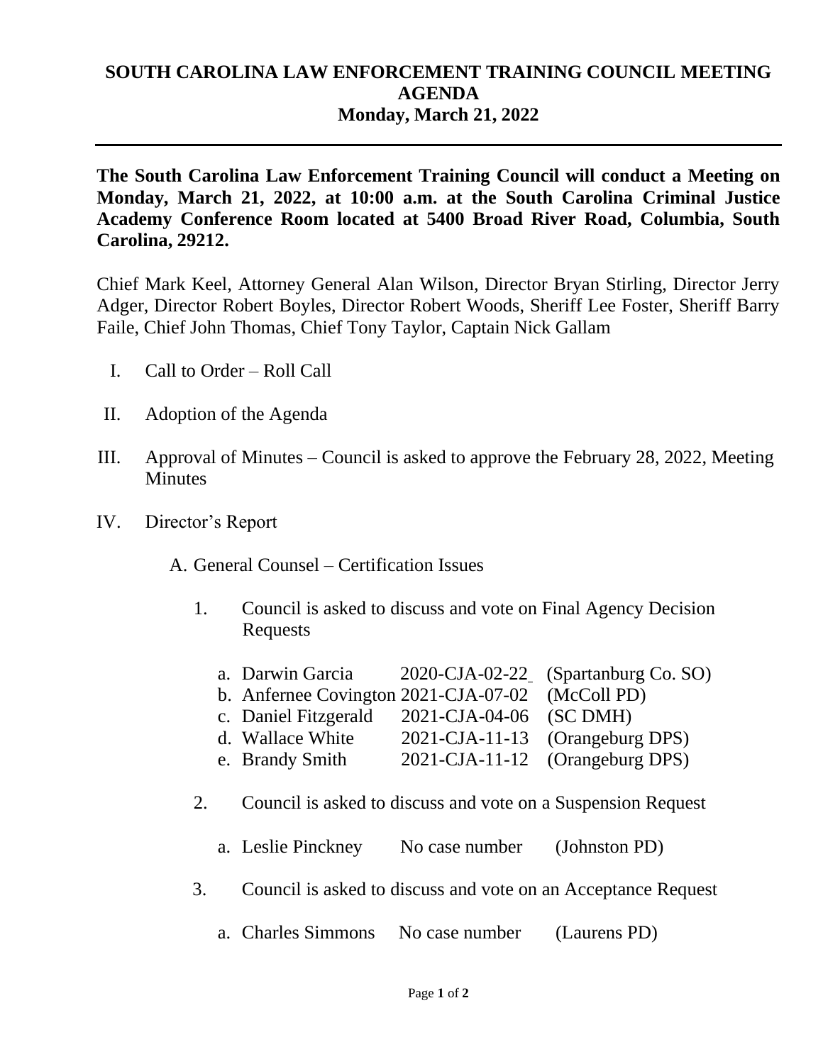# SOUTH CAROLINA LAW ENFORCEMENT TRAINING COUNCIL MEETING AGENDA
## Monday, March 21, 2022

---

**The South Carolina Law Enforcement Training Council will conduct a Meeting on Monday, March 21, 2022, at 10:00 a.m. at the South Carolina Criminal Justice Academy Conference Room located at 5400 Broad River Road, Columbia, South Carolina, 29212.**

Chief Mark Keel, Attorney General Alan Wilson, Director Bryan Stirling, Director Jerry Adger, Director Robert Boyles, Director Robert Woods, Sheriff Lee Foster, Sheriff Barry Faile, Chief John Thomas, Chief Tony Taylor, Captain Nick Gallam

I. Call to Order – Roll Call

II. Adoption of the Agenda

III. Approval of Minutes – Council is asked to approve the February 28, 2022, Meeting Minutes

IV. Director's Report

   A. General Counsel – Certification Issues

      1. Council is asked to discuss and vote on Final Agency Decision Requests

         a. Darwin Garcia 2020-CJA-02-22 (Spartanburg Co. SO)
         b. Anfernee Covington 2021-CJA-07-02 (McColl PD)
         c. Daniel Fitzgerald 2021-CJA-04-06 (SC DMH)
         d. Wallace White 2021-CJA-11-13 (Orangeburg DPS)
         e. Brandy Smith 2021-CJA-11-12 (Orangeburg DPS)

      2. Council is asked to discuss and vote on a Suspension Request

         a. Leslie Pinckney No case number (Johnston PD)

      3. Council is asked to discuss and vote on an Acceptance Request

         a. Charles Simmons No case number (Laurens PD)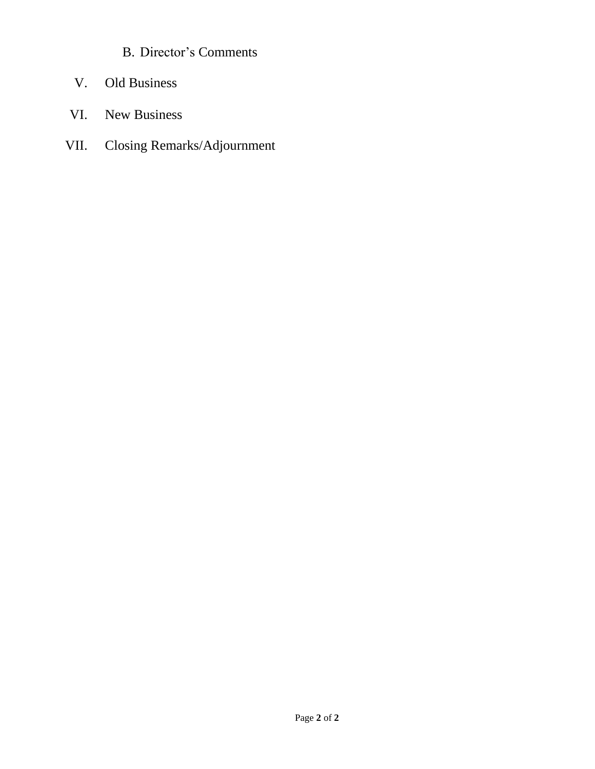B. Director’s Comments

V. Old Business

VI. New Business

VII. Closing Remarks/Adjournment